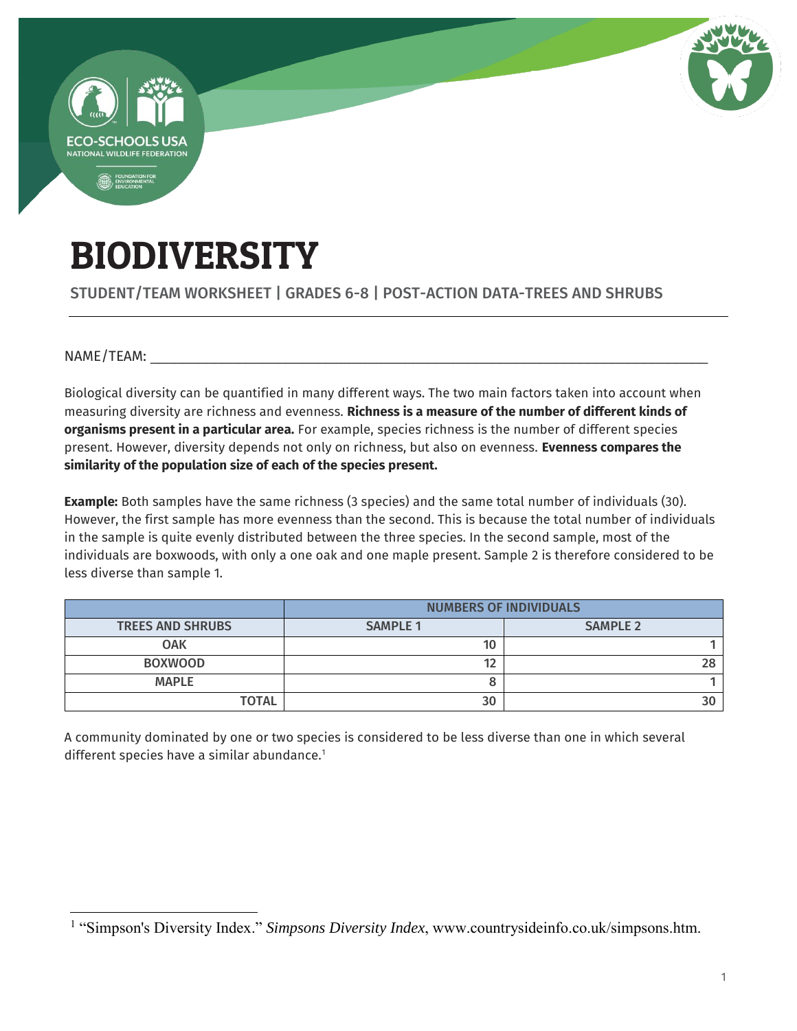# BIODIVERSITY

STUDENT/TEAM WORKSHEET | GRADES 6-8 | POST-ACTION DATA-TREES AND SHRUBS

NAME/TEAM: ___________________________________________________________________________

Biological diversity can be quantified in many different ways. The two main factors taken into account when measuring diversity are richness and evenness. **Richness is a measure of the number of different kinds of organisms present in a particular area.** For example, species richness is the number of different species present. However, diversity depends not only on richness, but also on evenness. **Evenness compares the similarity of the population size of each of the species present.**

**Example:** Both samples have the same richness (3 species) and the same total number of individuals (30). However, the first sample has more evenness than the second. This is because the total number of individuals in the sample is quite evenly distributed between the three species. In the second sample, most of the individuals are boxwoods, with only a one oak and one maple present. Sample 2 is therefore considered to be less diverse than sample 1.

| | NUMBERS OF INDIVIDUALS | |
|---|---|---|
| TREES AND SHRUBS | SAMPLE 1 | SAMPLE 2 |
| OAK | 10 | 1 |
| BOXWOOD | 12 | 28 |
| MAPLE | 8 | 1 |
| TOTAL | 30 | 30 |

A community dominated by one or two species is considered to be less diverse than one in which several different species have a similar abundance.[1]

[1] "Simpson's Diversity Index." *Simpsons Diversity Index*, www.countrysideinfo.co.uk/simpsons.htm.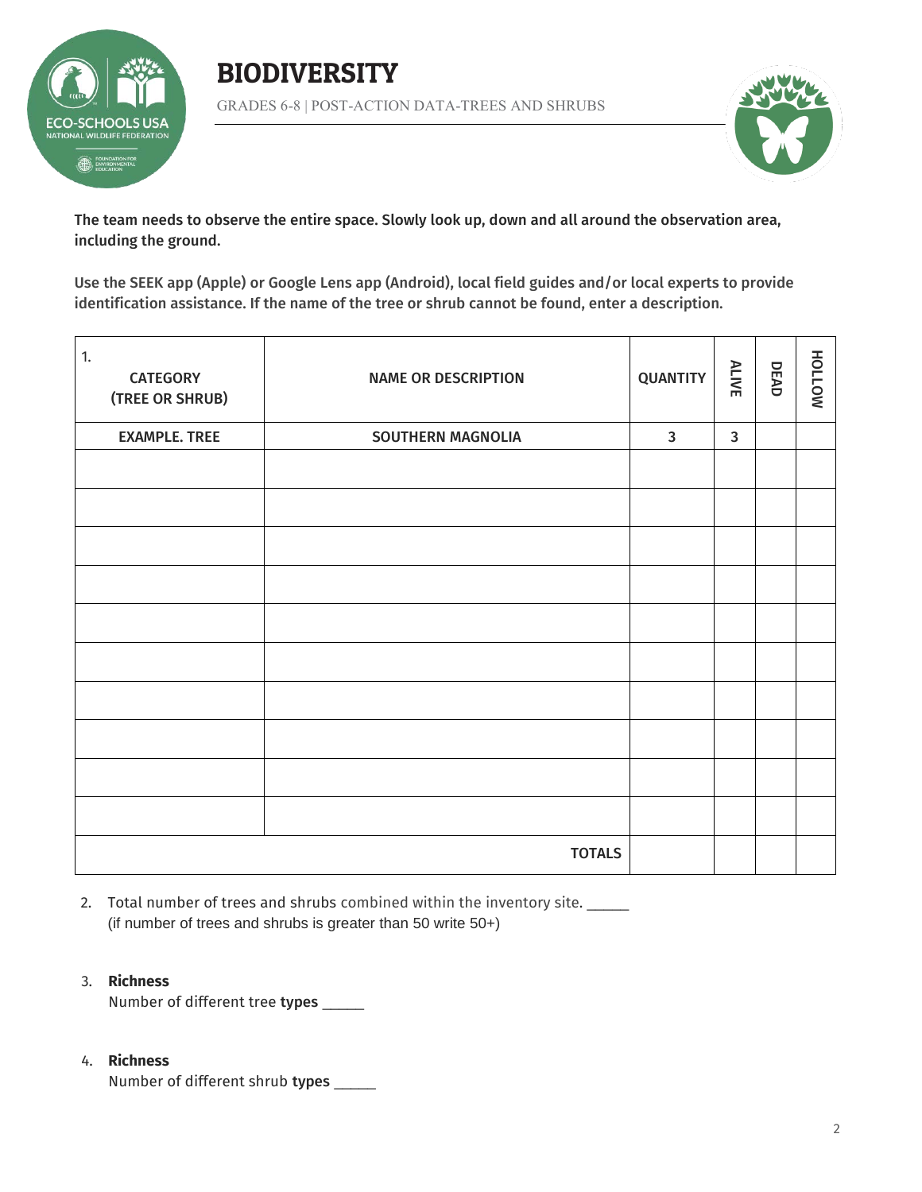# BIODIVERSITY

GRADES 6-8 | POST-ACTION DATA-TREES AND SHRUBS

**The team needs to observe the entire space. Slowly look up, down and all around the observation area, including the ground.**

**Use the SEEK app (Apple) or Google Lens app (Android), local field guides and/or local experts to provide identification assistance. If the name of the tree or shrub cannot be found, enter a description.**

| 1. CATEGORY (TREE OR SHRUB) | NAME OR DESCRIPTION | QUANTITY | ALIVE | DEAD | HOLLOW |
|---|---|---|---|---|---|
| EXAMPLE. TREE | SOUTHERN MAGNOLIA | 3 | 3 | | |
| | | | | | |
| | | | | | |
| | | | | | |
| | | | | | |
| | | | | | |
| | | | | | |
| | | | | | |
| | | | | | |
| | | | | | |
| | | | | | |
| | TOTALS | | | | |

2. Total number of trees and shrubs combined within the inventory site. _____
   (if number of trees and shrubs is greater than 50 write 50+)

3. **Richness**
   Number of different tree **types** _____

4. **Richness**
   Number of different shrub **types** _____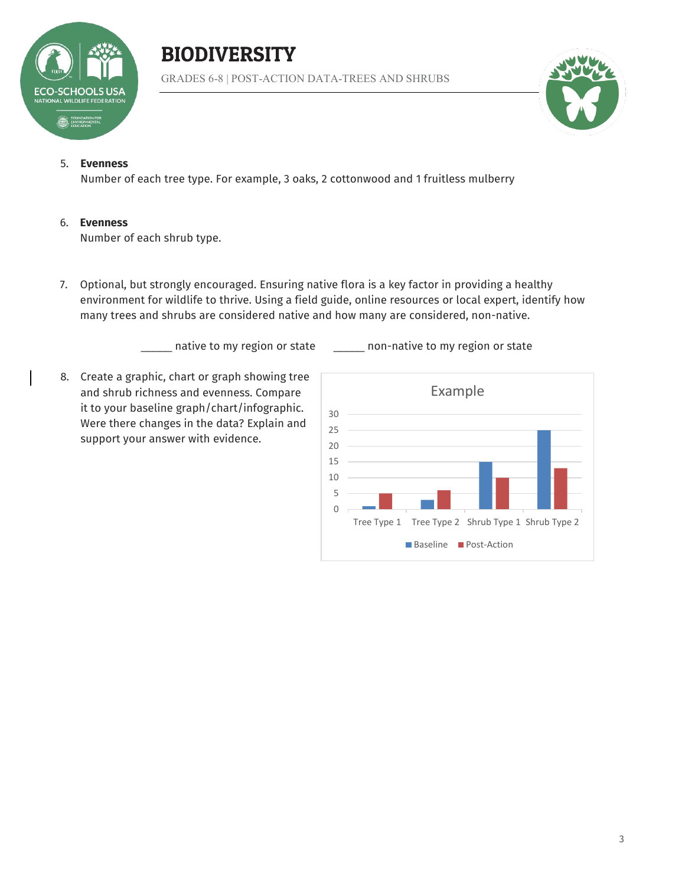# BIODIVERSITY

GRADES 6-8 | POST-ACTION DATA-TREES AND SHRUBS

5. **Evenness**
   Number of each tree type. For example, 3 oaks, 2 cottonwood and 1 fruitless mulberry

6. **Evenness**
   Number of each shrub type.

7. Optional, but strongly encouraged. Ensuring native flora is a key factor in providing a healthy environment for wildlife to thrive. Using a field guide, online resources or local expert, identify how many trees and shrubs are considered native and how many are considered, non-native.

   _____ native to my region or state      _____ non-native to my region or state

8. Create a graphic, chart or graph showing tree and shrub richness and evenness. Compare it to your baseline graph/chart/infographic. Were there changes in the data? Explain and support your answer with evidence.

Example

30
25
20
15
10
5
0

Tree Type 1
Tree Type 2
Shrub Type 1
Shrub Type 2

Baseline
Post-Action